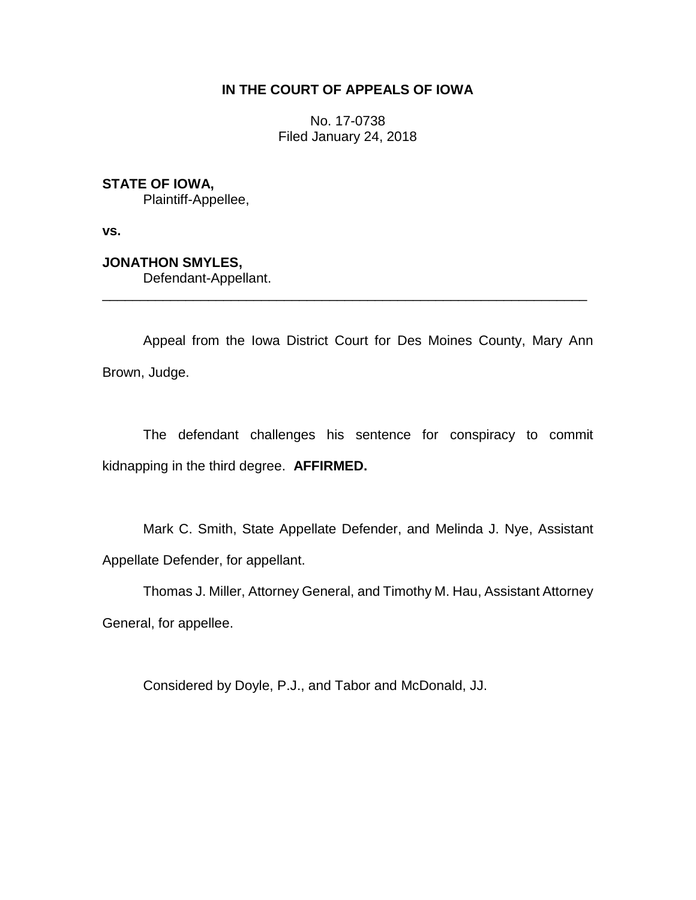**IN THE COURT OF APPEALS OF IOWA**

No. 17-0738
Filed January 24, 2018

**STATE OF IOWA,**
Plaintiff-Appellee,

**vs.**

**JONATHON SMYLES,**
Defendant-Appellant.

---

Appeal from the Iowa District Court for Des Moines County, Mary Ann Brown, Judge.

The defendant challenges his sentence for conspiracy to commit kidnapping in the third degree. **AFFIRMED.**

Mark C. Smith, State Appellate Defender, and Melinda J. Nye, Assistant Appellate Defender, for appellant.

Thomas J. Miller, Attorney General, and Timothy M. Hau, Assistant Attorney General, for appellee.

Considered by Doyle, P.J., and Tabor and McDonald, JJ.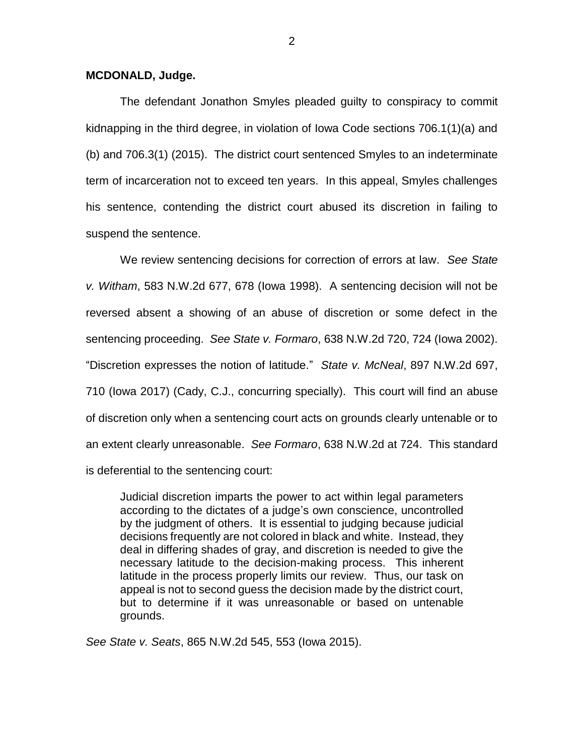**MCDONALD, Judge.**

The defendant Jonathon Smyles pleaded guilty to conspiracy to commit kidnapping in the third degree, in violation of Iowa Code sections 706.1(1)(a) and (b) and 706.3(1) (2015). The district court sentenced Smyles to an indeterminate term of incarceration not to exceed ten years. In this appeal, Smyles challenges his sentence, contending the district court abused its discretion in failing to suspend the sentence.

We review sentencing decisions for correction of errors at law. *See State v. Witham*, 583 N.W.2d 677, 678 (Iowa 1998). A sentencing decision will not be reversed absent a showing of an abuse of discretion or some defect in the sentencing proceeding. *See State v. Formaro*, 638 N.W.2d 720, 724 (Iowa 2002). "Discretion expresses the notion of latitude." *State v. McNeal*, 897 N.W.2d 697, 710 (Iowa 2017) (Cady, C.J., concurring specially). This court will find an abuse of discretion only when a sentencing court acts on grounds clearly untenable or to an extent clearly unreasonable. *See Formaro*, 638 N.W.2d at 724. This standard is deferential to the sentencing court:

> Judicial discretion imparts the power to act within legal parameters according to the dictates of a judge's own conscience, uncontrolled by the judgment of others. It is essential to judging because judicial decisions frequently are not colored in black and white. Instead, they deal in differing shades of gray, and discretion is needed to give the necessary latitude to the decision-making process. This inherent latitude in the process properly limits our review. Thus, our task on appeal is not to second guess the decision made by the district court, but to determine if it was unreasonable or based on untenable grounds.

*See State v. Seats*, 865 N.W.2d 545, 553 (Iowa 2015).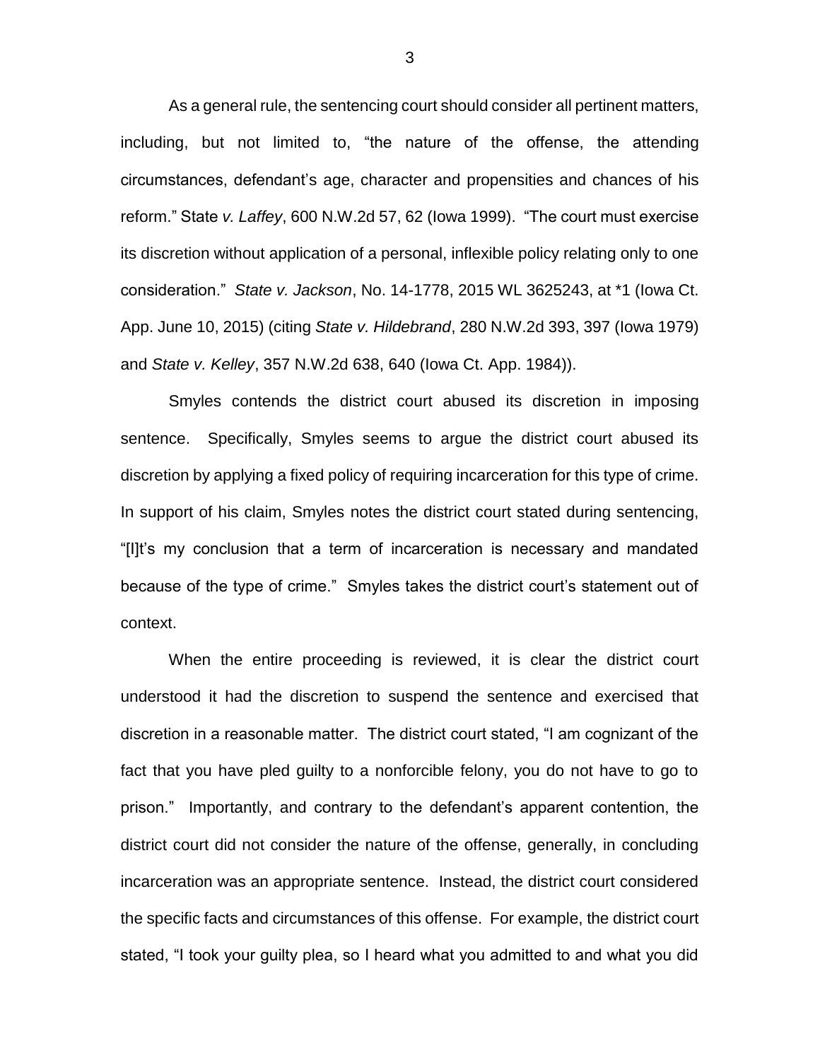As a general rule, the sentencing court should consider all pertinent matters, including, but not limited to, "the nature of the offense, the attending circumstances, defendant's age, character and propensities and chances of his reform." State *v. Laffey*, 600 N.W.2d 57, 62 (Iowa 1999). "The court must exercise its discretion without application of a personal, inflexible policy relating only to one consideration." *State v. Jackson*, No. 14-1778, 2015 WL 3625243, at *1 (Iowa Ct. App. June 10, 2015) (citing *State v. Hildebrand*, 280 N.W.2d 393, 397 (Iowa 1979) and *State v. Kelley*, 357 N.W.2d 638, 640 (Iowa Ct. App. 1984)).

Smyles contends the district court abused its discretion in imposing sentence. Specifically, Smyles seems to argue the district court abused its discretion by applying a fixed policy of requiring incarceration for this type of crime. In support of his claim, Smyles notes the district court stated during sentencing, "[I]t's my conclusion that a term of incarceration is necessary and mandated because of the type of crime." Smyles takes the district court's statement out of context.

When the entire proceeding is reviewed, it is clear the district court understood it had the discretion to suspend the sentence and exercised that discretion in a reasonable matter. The district court stated, "I am cognizant of the fact that you have pled guilty to a nonforcible felony, you do not have to go to prison." Importantly, and contrary to the defendant's apparent contention, the district court did not consider the nature of the offense, generally, in concluding incarceration was an appropriate sentence. Instead, the district court considered the specific facts and circumstances of this offense. For example, the district court stated, "I took your guilty plea, so I heard what you admitted to and what you did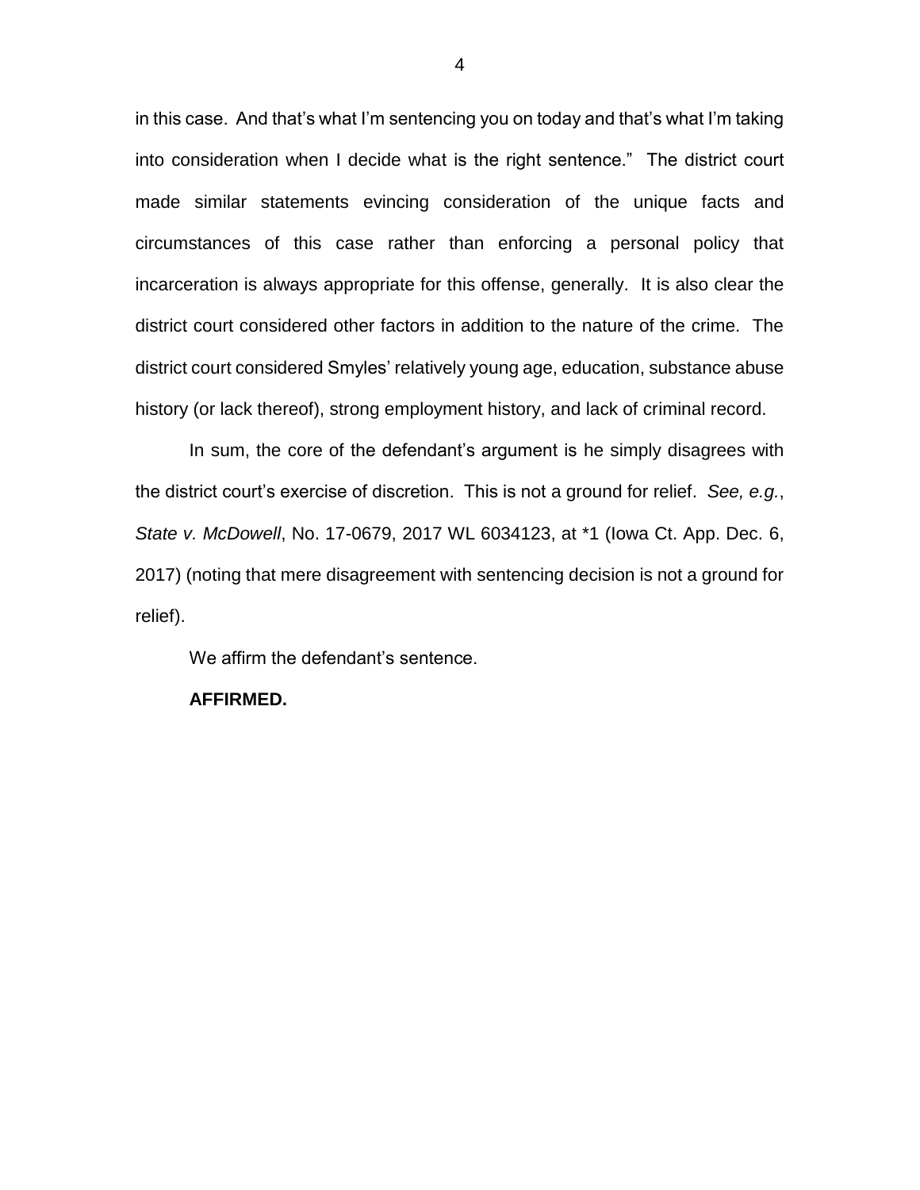in this case. And that's what I'm sentencing you on today and that's what I'm taking into consideration when I decide what is the right sentence." The district court made similar statements evincing consideration of the unique facts and circumstances of this case rather than enforcing a personal policy that incarceration is always appropriate for this offense, generally. It is also clear the district court considered other factors in addition to the nature of the crime. The district court considered Smyles' relatively young age, education, substance abuse history (or lack thereof), strong employment history, and lack of criminal record.

In sum, the core of the defendant's argument is he simply disagrees with the district court's exercise of discretion. This is not a ground for relief. *See, e.g.*, *State v. McDowell*, No. 17-0679, 2017 WL 6034123, at *1 (Iowa Ct. App. Dec. 6, 2017) (noting that mere disagreement with sentencing decision is not a ground for relief).

We affirm the defendant's sentence.

**AFFIRMED.**